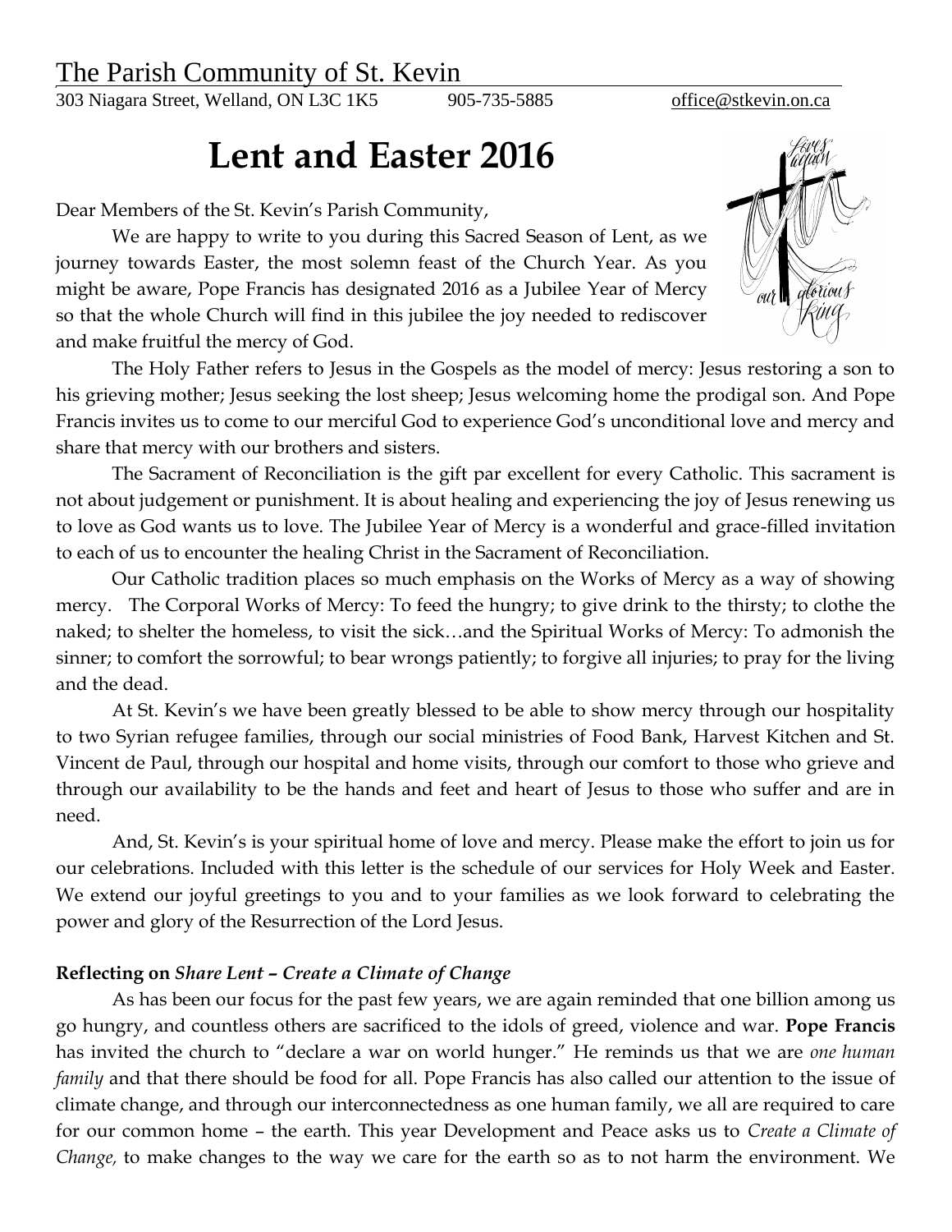The Parish Community of St. Kevin

303 Niagara Street, Welland, ON L3C 1K5 905-735-5885 office@stkevin.on.ca

# Lent and Easter 2016

Dear Members of the St. Kevin's Parish Community,

We are happy to write to you during this Sacred Season of Lent, as we journey towards Easter, the most solemn feast of the Church Year. As you might be aware, Pope Francis has designated 2016 as a Jubilee Year of Mercy so that the whole Church will find in this jubilee the joy needed to rediscover and make fruitful the mercy of God.

The Holy Father refers to Jesus in the Gospels as the model of mercy: Jesus restoring a son to his grieving mother; Jesus seeking the lost sheep; Jesus welcoming home the prodigal son. And Pope Francis invites us to come to our merciful God to experience God's unconditional love and mercy and share that mercy with our brothers and sisters.

The Sacrament of Reconciliation is the gift par excellent for every Catholic. This sacrament is not about judgement or punishment. It is about healing and experiencing the joy of Jesus renewing us to love as God wants us to love. The Jubilee Year of Mercy is a wonderful and grace-filled invitation to each of us to encounter the healing Christ in the Sacrament of Reconciliation.

Our Catholic tradition places so much emphasis on the Works of Mercy as a way of showing mercy. The Corporal Works of Mercy: To feed the hungry; to give drink to the thirsty; to clothe the naked; to shelter the homeless, to visit the sick…and the Spiritual Works of Mercy: To admonish the sinner; to comfort the sorrowful; to bear wrongs patiently; to forgive all injuries; to pray for the living and the dead.

At St. Kevin's we have been greatly blessed to be able to show mercy through our hospitality to two Syrian refugee families, through our social ministries of Food Bank, Harvest Kitchen and St. Vincent de Paul, through our hospital and home visits, through our comfort to those who grieve and through our availability to be the hands and feet and heart of Jesus to those who suffer and are in need.

And, St. Kevin's is your spiritual home of love and mercy. Please make the effort to join us for our celebrations. Included with this letter is the schedule of our services for Holy Week and Easter. We extend our joyful greetings to you and to your families as we look forward to celebrating the power and glory of the Resurrection of the Lord Jesus.

**Reflecting on *Share Lent – Create a Climate of Change***

As has been our focus for the past few years, we are again reminded that one billion among us go hungry, and countless others are sacrificed to the idols of greed, violence and war. **Pope Francis** has invited the church to "declare a war on world hunger." He reminds us that we are *one human family* and that there should be food for all. Pope Francis has also called our attention to the issue of climate change, and through our interconnectedness as one human family, we all are required to care for our common home – the earth. This year Development and Peace asks us to *Create a Climate of Change,* to make changes to the way we care for the earth so as to not harm the environment. We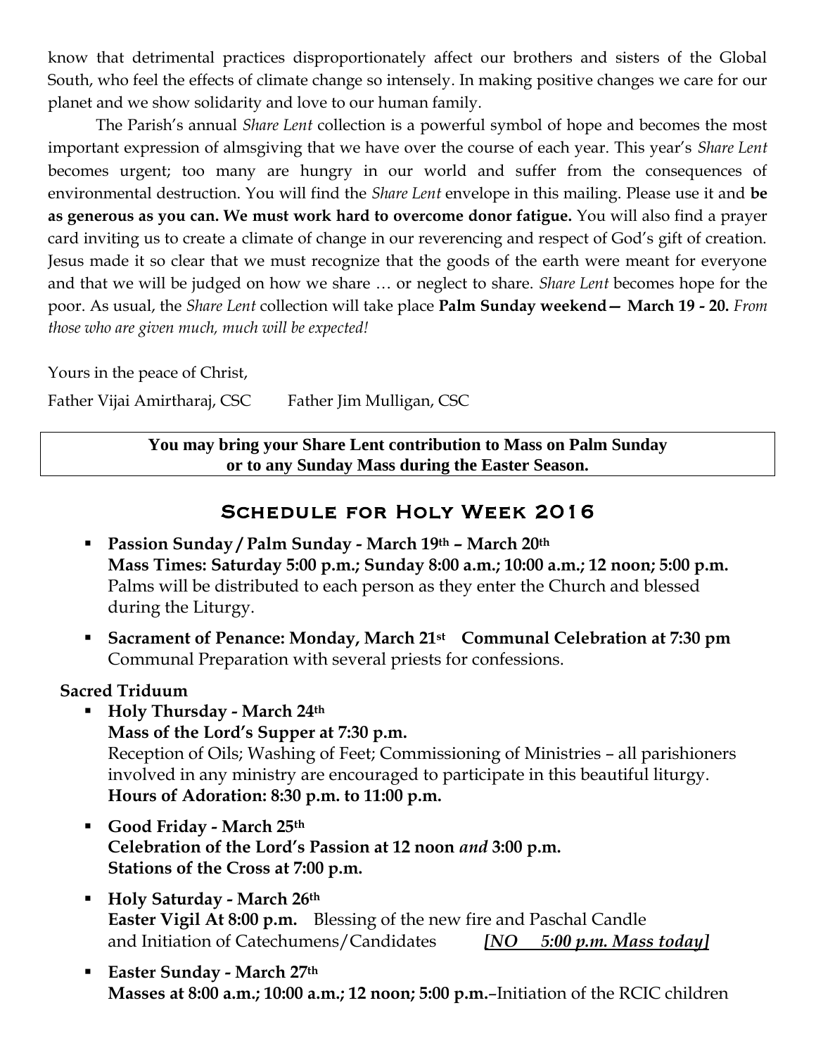know that detrimental practices disproportionately affect our brothers and sisters of the Global South, who feel the effects of climate change so intensely. In making positive changes we care for our planet and we show solidarity and love to our human family.

The Parish's annual *Share Lent* collection is a powerful symbol of hope and becomes the most important expression of almsgiving that we have over the course of each year. This year's *Share Lent* becomes urgent; too many are hungry in our world and suffer from the consequences of environmental destruction. You will find the *Share Lent* envelope in this mailing. Please use it and **be as generous as you can. We must work hard to overcome donor fatigue.** You will also find a prayer card inviting us to create a climate of change in our reverencing and respect of God's gift of creation. Jesus made it so clear that we must recognize that the goods of the earth were meant for everyone and that we will be judged on how we share … or neglect to share. *Share Lent* becomes hope for the poor. As usual, the *Share Lent* collection will take place **Palm Sunday weekend— March 19 - 20.** *From those who are given much, much will be expected!*

Yours in the peace of Christ,

Father Vijai Amirtharaj, CSC    Father Jim Mulligan, CSC

**You may bring your Share Lent contribution to Mass on Palm Sunday or to any Sunday Mass during the Easter Season.**

## Schedule for Holy Week 2016

- **Passion Sunday / Palm Sunday - March 19th – March 20th**
  **Mass Times: Saturday 5:00 p.m.; Sunday 8:00 a.m.; 10:00 a.m.; 12 noon; 5:00 p.m.**
  Palms will be distributed to each person as they enter the Church and blessed during the Liturgy.
- **Sacrament of Penance: Monday, March 21st  Communal Celebration at 7:30 pm**
  Communal Preparation with several priests for confessions.

**Sacred Triduum**

- **Holy Thursday - March 24th**
  **Mass of the Lord's Supper at 7:30 p.m.**
  Reception of Oils; Washing of Feet; Commissioning of Ministries – all parishioners involved in any ministry are encouraged to participate in this beautiful liturgy.
  **Hours of Adoration: 8:30 p.m. to 11:00 p.m.**
- **Good Friday - March 25th**
  **Celebration of the Lord's Passion at 12 noon *and* 3:00 p.m.**
  **Stations of the Cross at 7:00 p.m.**
- **Holy Saturday - March 26th**
  **Easter Vigil At 8:00 p.m.** Blessing of the new fire and Paschal Candle and Initiation of Catechumens/Candidates ***[NO 5:00 p.m. Mass today]***
- **Easter Sunday - March 27th**
  **Masses at 8:00 a.m.; 10:00 a.m.; 12 noon; 5:00 p.m.**–Initiation of the RCIC children